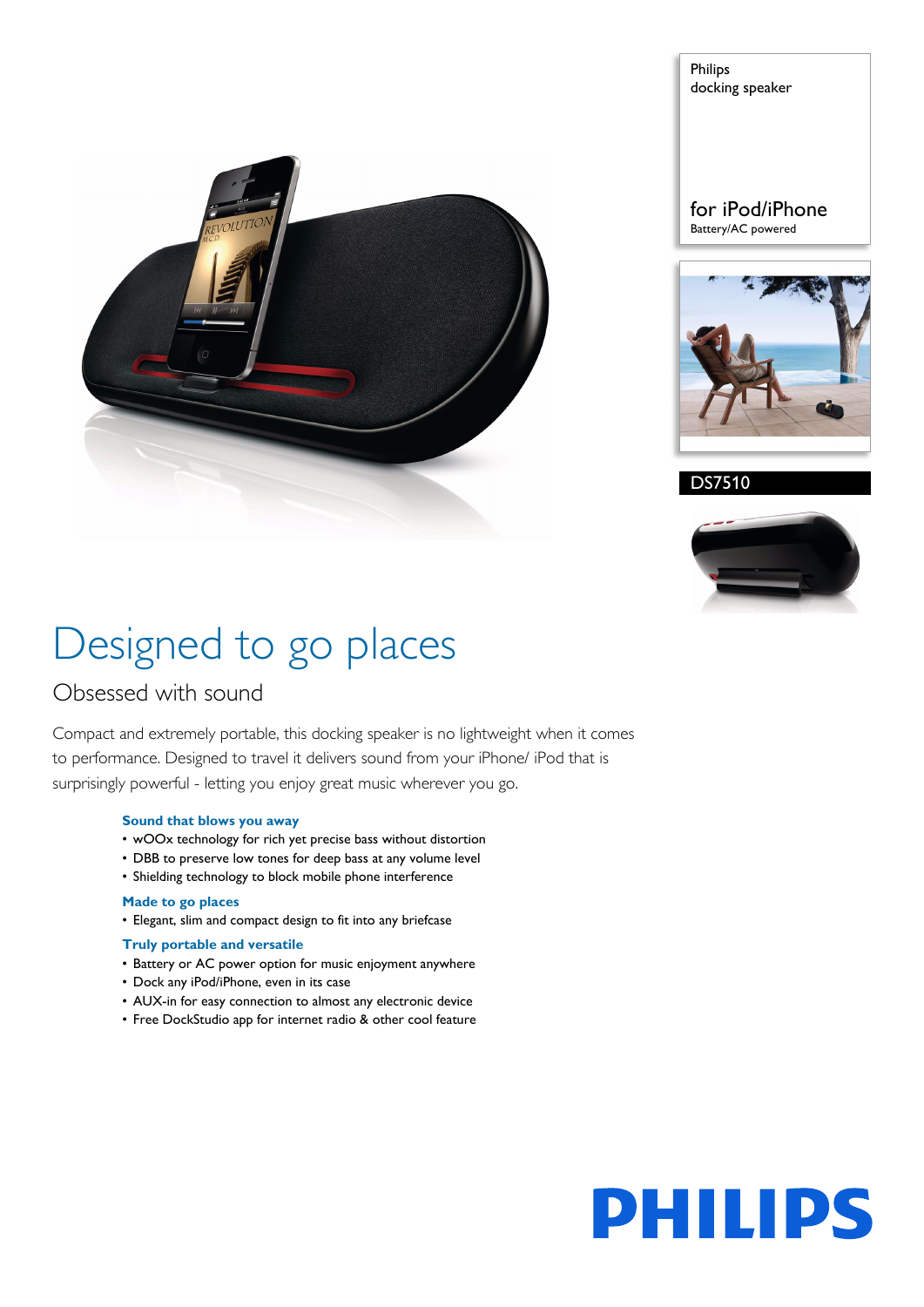Philips
docking speaker

for iPod/iPhone
Battery/AC powered

DS7510

# Designed to go places

## Obsessed with sound

Compact and extremely portable, this docking speaker is no lightweight when it comes to performance. Designed to travel it delivers sound from your iPhone/ iPod that is surprisingly powerful - letting you enjoy great music wherever you go.

### Sound that blows you away
- wOOx technology for rich yet precise bass without distortion
- DBB to preserve low tones for deep bass at any volume level
- Shielding technology to block mobile phone interference

### Made to go places
- Elegant, slim and compact design to fit into any briefcase

### Truly portable and versatile
- Battery or AC power option for music enjoyment anywhere
- Dock any iPod/iPhone, even in its case
- AUX-in for easy connection to almost any electronic device
- Free DockStudio app for internet radio & other cool feature

PHILIPS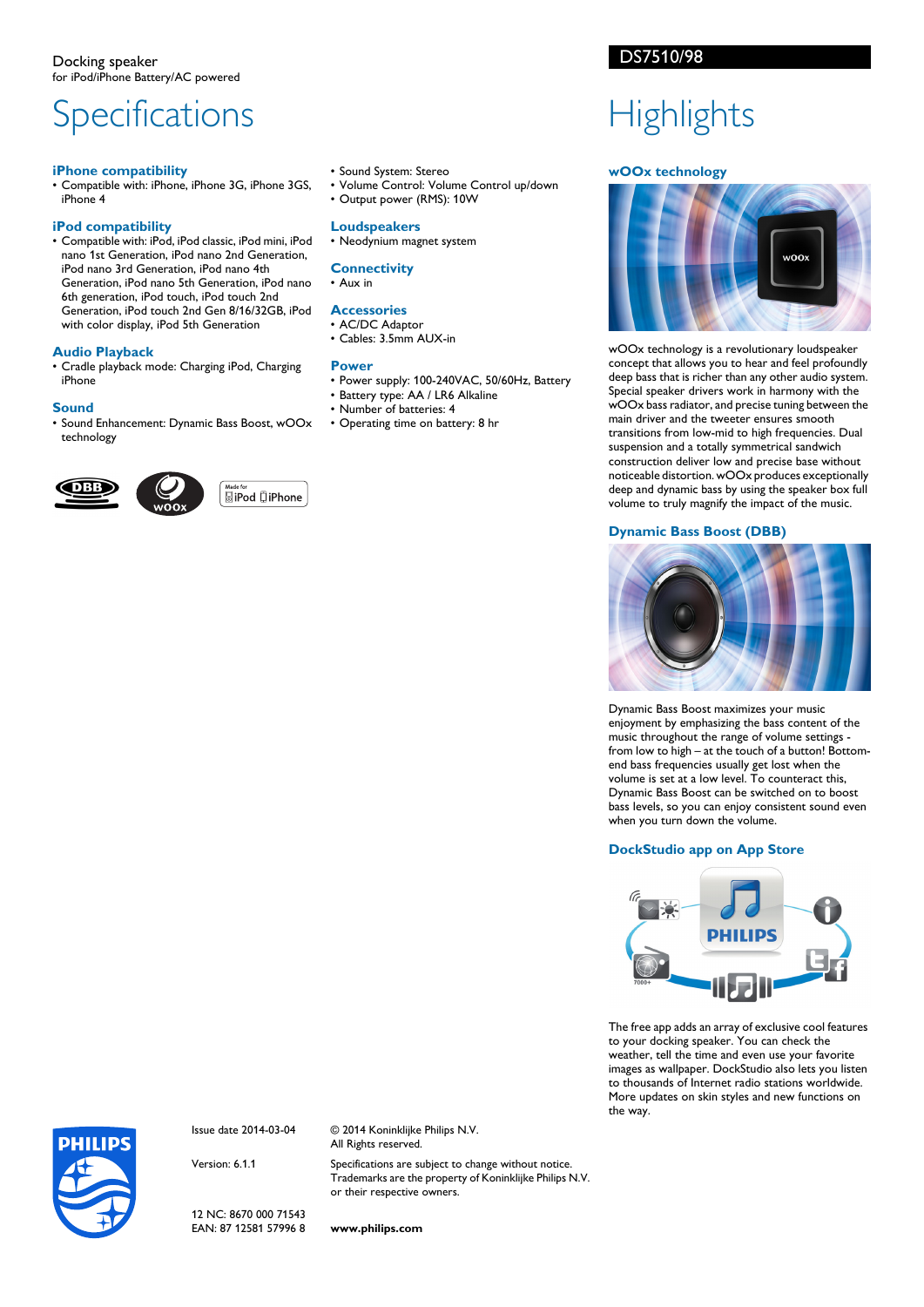Docking speaker
for iPod/iPhone Battery/AC powered

DS7510/98

# Specifications

## iPhone compatibility
- Compatible with: iPhone, iPhone 3G, iPhone 3GS, iPhone 4

## iPod compatibility
- Compatible with: iPod, iPod classic, iPod mini, iPod nano 1st Generation, iPod nano 2nd Generation, iPod nano 3rd Generation, iPod nano 4th Generation, iPod nano 5th Generation, iPod nano 6th generation, iPod touch, iPod touch 2nd Generation, iPod touch 2nd Gen 8/16/32GB, iPod with color display, iPod 5th Generation

## Audio Playback
- Cradle playback mode: Charging iPod, Charging iPhone

## Sound
- Sound Enhancement: Dynamic Bass Boost, wOOx technology
- Sound System: Stereo
- Volume Control: Volume Control up/down
- Output power (RMS): 10W

## Loudspeakers
- Neodymium magnet system

## Connectivity
- Aux in

## Accessories
- AC/DC Adaptor
- Cables: 3.5mm AUX-in

## Power
- Power supply: 100-240VAC, 50/60Hz, Battery
- Battery type: AA / LR6 Alkaline
- Number of batteries: 4
- Operating time on battery: 8 hr

# Highlights

## wOOx technology

wOOx technology is a revolutionary loudspeaker concept that allows you to hear and feel profoundly deep bass that is richer than any other audio system. Special speaker drivers work in harmony with the wOOx bass radiator, and precise tuning between the main driver and the tweeter ensures smooth transitions from low-mid to high frequencies. Dual suspension and a totally symmetrical sandwich construction deliver low and precise base without noticeable distortion. wOOx produces exceptionally deep and dynamic bass by using the speaker box full volume to truly magnify the impact of the music.

## Dynamic Bass Boost (DBB)

Dynamic Bass Boost maximizes your music enjoyment by emphasizing the bass content of the music throughout the range of volume settings - from low to high – at the touch of a button! Bottom-end bass frequencies usually get lost when the volume is set at a low level. To counteract this, Dynamic Bass Boost can be switched on to boost bass levels, so you can enjoy consistent sound even when you turn down the volume.

## DockStudio app on App Store

The free app adds an array of exclusive cool features to your docking speaker. You can check the weather, tell the time and even use your favorite images as wallpaper. DockStudio also lets you listen to thousands of Internet radio stations worldwide. More updates on skin styles and new functions on the way.

Issue date 2014-03-04

Version: 6.1.1

12 NC: 8670 000 71543
EAN: 87 12581 57996 8

© 2014 Koninklijke Philips N.V.
All Rights reserved.

Specifications are subject to change without notice. Trademarks are the property of Koninklijke Philips N.V. or their respective owners.

www.philips.com